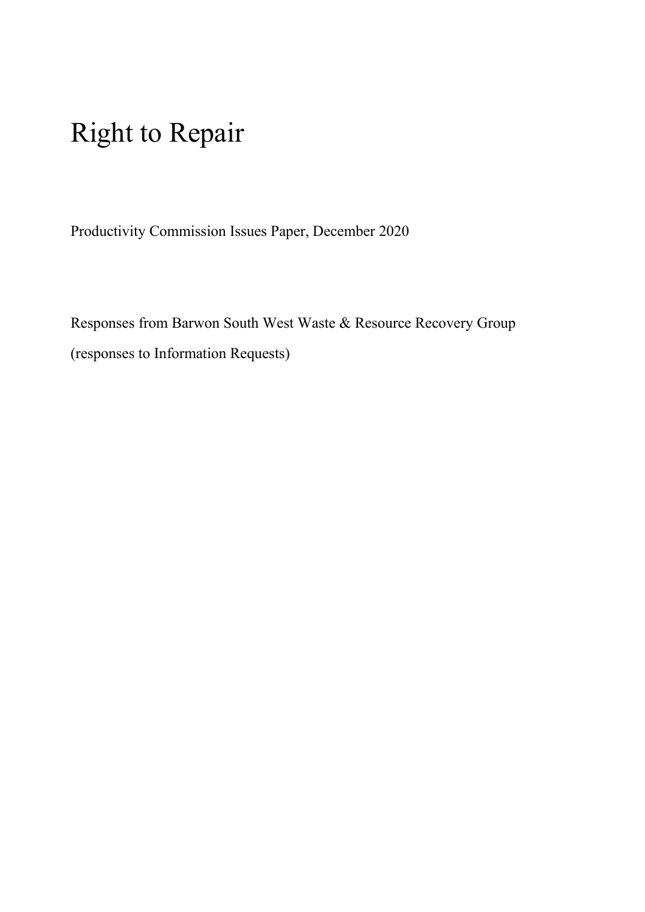# Right to Repair

Productivity Commission Issues Paper, December 2020

Responses from Barwon South West Waste & Resource Recovery Group

(responses to Information Requests)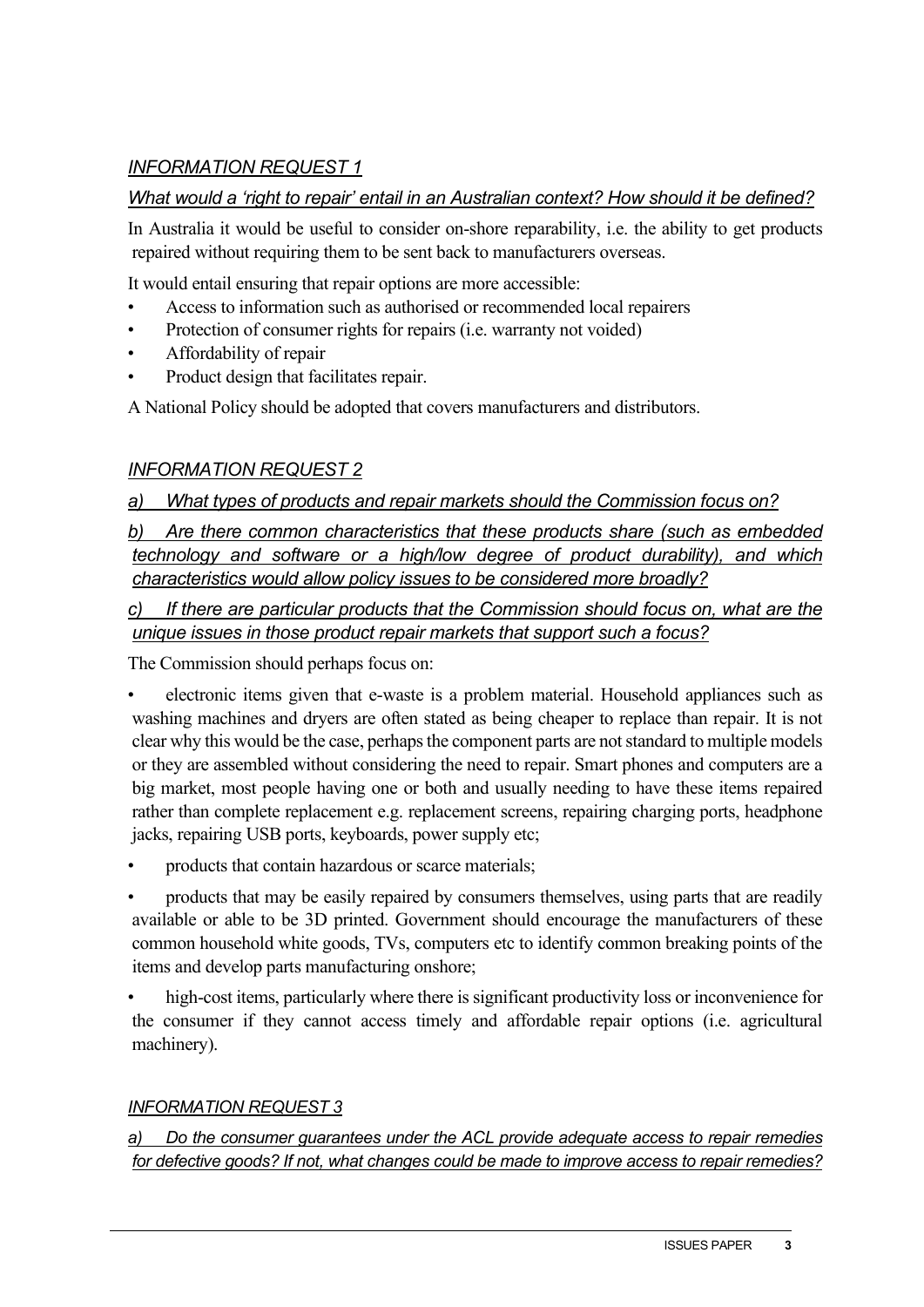### *INFORMATION REQUEST 1*

*What would a 'right to repair' entail in an Australian context? How should it be defined?*

In Australia it would be useful to consider on-shore reparability, i.e. the ability to get products repaired without requiring them to be sent back to manufacturers overseas.

It would entail ensuring that repair options are more accessible:

- Access to information such as authorised or recommended local repairers
- Protection of consumer rights for repairs (i.e. warranty not voided)
- Affordability of repair
- Product design that facilitates repair.

A National Policy should be adopted that covers manufacturers and distributors.

### *INFORMATION REQUEST 2*

*a) What types of products and repair markets should the Commission focus on?*

*b) Are there common characteristics that these products share (such as embedded technology and software or a high/low degree of product durability), and which characteristics would allow policy issues to be considered more broadly?*

*c) If there are particular products that the Commission should focus on, what are the unique issues in those product repair markets that support such a focus?*

The Commission should perhaps focus on:

- electronic items given that e-waste is a problem material. Household appliances such as washing machines and dryers are often stated as being cheaper to replace than repair. It is not clear why this would be the case, perhaps the component parts are not standard to multiple models or they are assembled without considering the need to repair. Smart phones and computers are a big market, most people having one or both and usually needing to have these items repaired rather than complete replacement e.g. replacement screens, repairing charging ports, headphone jacks, repairing USB ports, keyboards, power supply etc;
- products that contain hazardous or scarce materials;
- products that may be easily repaired by consumers themselves, using parts that are readily available or able to be 3D printed. Government should encourage the manufacturers of these common household white goods, TVs, computers etc to identify common breaking points of the items and develop parts manufacturing onshore;
- high-cost items, particularly where there is significant productivity loss or inconvenience for the consumer if they cannot access timely and affordable repair options (i.e. agricultural machinery).

### *INFORMATION REQUEST 3*

*a) Do the consumer guarantees under the ACL provide adequate access to repair remedies for defective goods? If not, what changes could be made to improve access to repair remedies?*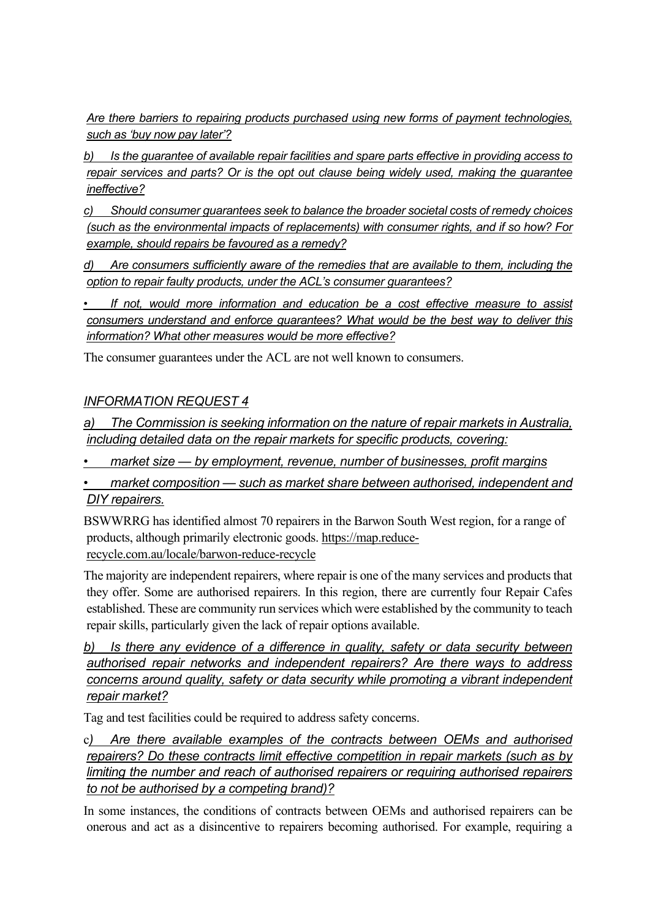*Are there barriers to repairing products purchased using new forms of payment technologies, such as 'buy now pay later'?*

*b) Is the guarantee of available repair facilities and spare parts effective in providing access to repair services and parts? Or is the opt out clause being widely used, making the guarantee ineffective?*

*c) Should consumer guarantees seek to balance the broader societal costs of remedy choices (such as the environmental impacts of replacements) with consumer rights, and if so how? For example, should repairs be favoured as a remedy?*

*d) Are consumers sufficiently aware of the remedies that are available to them, including the option to repair faulty products, under the ACL's consumer guarantees?*

*• If not, would more information and education be a cost effective measure to assist consumers understand and enforce guarantees? What would be the best way to deliver this information? What other measures would be more effective?*

The consumer guarantees under the ACL are not well known to consumers.

## *INFORMATION REQUEST 4*

*a) The Commission is seeking information on the nature of repair markets in Australia, including detailed data on the repair markets for specific products, covering:*

*• market size — by employment, revenue, number of businesses, profit margins*

*• market composition — such as market share between authorised, independent and DIY repairers.*

BSWWRRG has identified almost 70 repairers in the Barwon South West region, for a range of products, although primarily electronic goods. https://map.reduce-recycle.com.au/locale/barwon-reduce-recycle

The majority are independent repairers, where repair is one of the many services and products that they offer. Some are authorised repairers. In this region, there are currently four Repair Cafes established. These are community run services which were established by the community to teach repair skills, particularly given the lack of repair options available.

*b) Is there any evidence of a difference in quality, safety or data security between authorised repair networks and independent repairers? Are there ways to address concerns around quality, safety or data security while promoting a vibrant independent repair market?*

Tag and test facilities could be required to address safety concerns.

*c) Are there available examples of the contracts between OEMs and authorised repairers? Do these contracts limit effective competition in repair markets (such as by limiting the number and reach of authorised repairers or requiring authorised repairers to not be authorised by a competing brand)?*

In some instances, the conditions of contracts between OEMs and authorised repairers can be onerous and act as a disincentive to repairers becoming authorised. For example, requiring a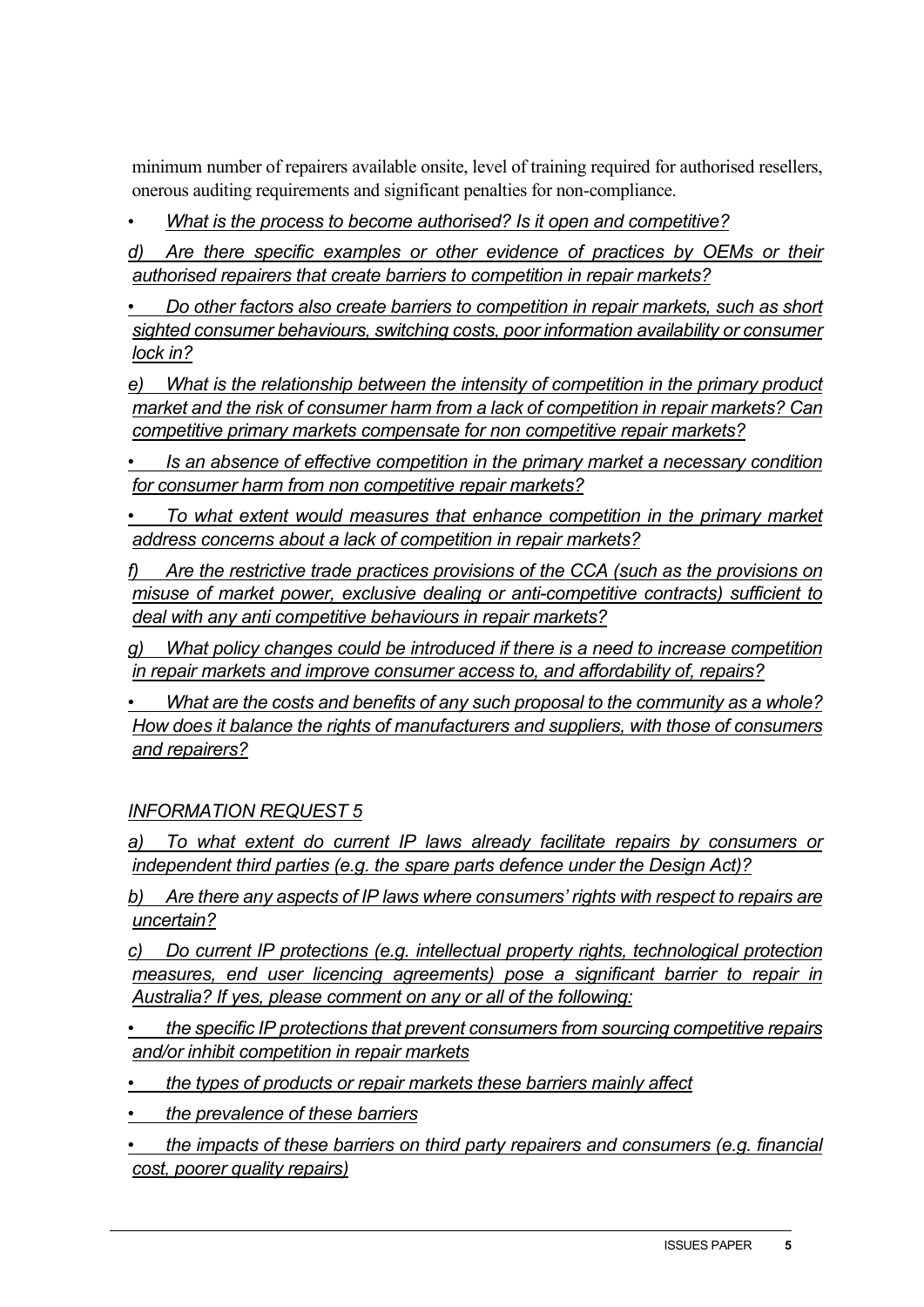minimum number of repairers available onsite, level of training required for authorised resellers, onerous auditing requirements and significant penalties for non-compliance.

- *What is the process to become authorised? Is it open and competitive?*

*d) Are there specific examples or other evidence of practices by OEMs or their authorised repairers that create barriers to competition in repair markets?*

- *Do other factors also create barriers to competition in repair markets, such as short sighted consumer behaviours, switching costs, poor information availability or consumer lock in?*

*e) What is the relationship between the intensity of competition in the primary product market and the risk of consumer harm from a lack of competition in repair markets? Can competitive primary markets compensate for non competitive repair markets?*

- *Is an absence of effective competition in the primary market a necessary condition for consumer harm from non competitive repair markets?*
- *To what extent would measures that enhance competition in the primary market address concerns about a lack of competition in repair markets?*

*f) Are the restrictive trade practices provisions of the CCA (such as the provisions on misuse of market power, exclusive dealing or anti-competitive contracts) sufficient to deal with any anti competitive behaviours in repair markets?*

*g) What policy changes could be introduced if there is a need to increase competition in repair markets and improve consumer access to, and affordability of, repairs?*

- *What are the costs and benefits of any such proposal to the community as a whole? How does it balance the rights of manufacturers and suppliers, with those of consumers and repairers?*

*INFORMATION REQUEST 5*

*a) To what extent do current IP laws already facilitate repairs by consumers or independent third parties (e.g. the spare parts defence under the Design Act)?*

*b) Are there any aspects of IP laws where consumers' rights with respect to repairs are uncertain?*

*c) Do current IP protections (e.g. intellectual property rights, technological protection measures, end user licencing agreements) pose a significant barrier to repair in Australia? If yes, please comment on any or all of the following:*

- *the specific IP protections that prevent consumers from sourcing competitive repairs and/or inhibit competition in repair markets*
- *the types of products or repair markets these barriers mainly affect*
- *the prevalence of these barriers*
- *the impacts of these barriers on third party repairers and consumers (e.g. financial cost, poorer quality repairs)*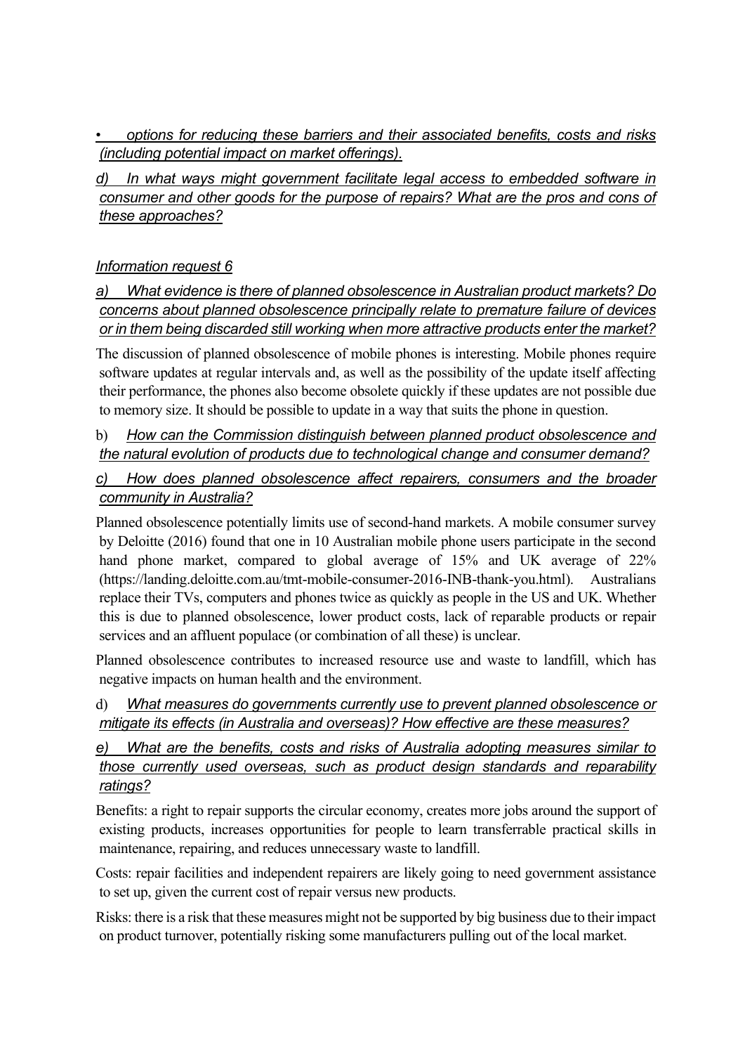• *options for reducing these barriers and their associated benefits, costs and risks (including potential impact on market offerings).*

*d) In what ways might government facilitate legal access to embedded software in consumer and other goods for the purpose of repairs? What are the pros and cons of these approaches?*

*Information request 6*

*a) What evidence is there of planned obsolescence in Australian product markets? Do concerns about planned obsolescence principally relate to premature failure of devices or in them being discarded still working when more attractive products enter the market?*

The discussion of planned obsolescence of mobile phones is interesting. Mobile phones require software updates at regular intervals and, as well as the possibility of the update itself affecting their performance, the phones also become obsolete quickly if these updates are not possible due to memory size. It should be possible to update in a way that suits the phone in question.

b) *How can the Commission distinguish between planned product obsolescence and the natural evolution of products due to technological change and consumer demand?*

*c) How does planned obsolescence affect repairers, consumers and the broader community in Australia?*

Planned obsolescence potentially limits use of second-hand markets. A mobile consumer survey by Deloitte (2016) found that one in 10 Australian mobile phone users participate in the second hand phone market, compared to global average of 15% and UK average of 22% (https://landing.deloitte.com.au/tmt-mobile-consumer-2016-INB-thank-you.html). Australians replace their TVs, computers and phones twice as quickly as people in the US and UK. Whether this is due to planned obsolescence, lower product costs, lack of reparable products or repair services and an affluent populace (or combination of all these) is unclear.

Planned obsolescence contributes to increased resource use and waste to landfill, which has negative impacts on human health and the environment.

d) *What measures do governments currently use to prevent planned obsolescence or mitigate its effects (in Australia and overseas)? How effective are these measures?*

*e) What are the benefits, costs and risks of Australia adopting measures similar to those currently used overseas, such as product design standards and reparability ratings?*

Benefits: a right to repair supports the circular economy, creates more jobs around the support of existing products, increases opportunities for people to learn transferrable practical skills in maintenance, repairing, and reduces unnecessary waste to landfill.

Costs: repair facilities and independent repairers are likely going to need government assistance to set up, given the current cost of repair versus new products.

Risks: there is a risk that these measures might not be supported by big business due to their impact on product turnover, potentially risking some manufacturers pulling out of the local market.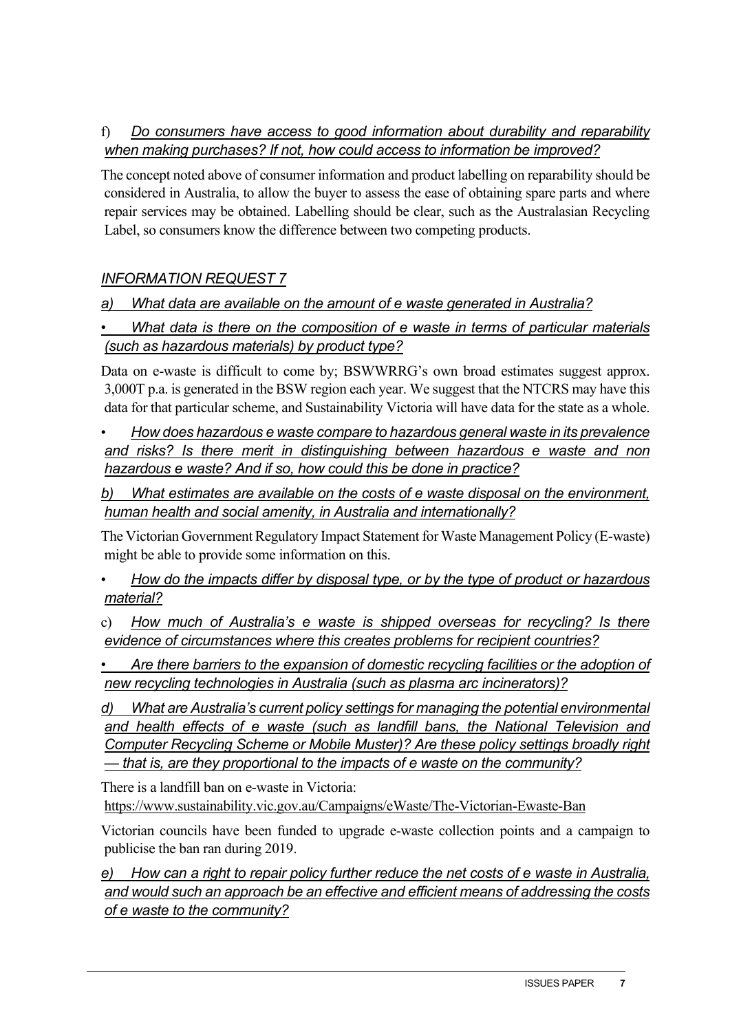f) *Do consumers have access to good information about durability and reparability when making purchases? If not, how could access to information be improved?*

The concept noted above of consumer information and product labelling on reparability should be considered in Australia, to allow the buyer to assess the ease of obtaining spare parts and where repair services may be obtained. Labelling should be clear, such as the Australasian Recycling Label, so consumers know the difference between two competing products.

## *INFORMATION REQUEST 7*

*a) What data are available on the amount of e waste generated in Australia?*

- *What data is there on the composition of e waste in terms of particular materials (such as hazardous materials) by product type?*

Data on e-waste is difficult to come by; BSWWRRG's own broad estimates suggest approx. 3,000T p.a. is generated in the BSW region each year. We suggest that the NTCRS may have this data for that particular scheme, and Sustainability Victoria will have data for the state as a whole.

- *How does hazardous e waste compare to hazardous general waste in its prevalence and risks? Is there merit in distinguishing between hazardous e waste and non hazardous e waste? And if so, how could this be done in practice?*

*b) What estimates are available on the costs of e waste disposal on the environment, human health and social amenity, in Australia and internationally?*

The Victorian Government Regulatory Impact Statement for Waste Management Policy (E-waste) might be able to provide some information on this.

- *How do the impacts differ by disposal type, or by the type of product or hazardous material?*

c) *How much of Australia's e waste is shipped overseas for recycling? Is there evidence of circumstances where this creates problems for recipient countries?*

- *Are there barriers to the expansion of domestic recycling facilities or the adoption of new recycling technologies in Australia (such as plasma arc incinerators)?*

*d) What are Australia's current policy settings for managing the potential environmental and health effects of e waste (such as landfill bans, the National Television and Computer Recycling Scheme or Mobile Muster)? Are these policy settings broadly right — that is, are they proportional to the impacts of e waste on the community?*

There is a landfill ban on e-waste in Victoria:
https://www.sustainability.vic.gov.au/Campaigns/eWaste/The-Victorian-Ewaste-Ban

Victorian councils have been funded to upgrade e-waste collection points and a campaign to publicise the ban ran during 2019.

*e) How can a right to repair policy further reduce the net costs of e waste in Australia, and would such an approach be an effective and efficient means of addressing the costs of e waste to the community?*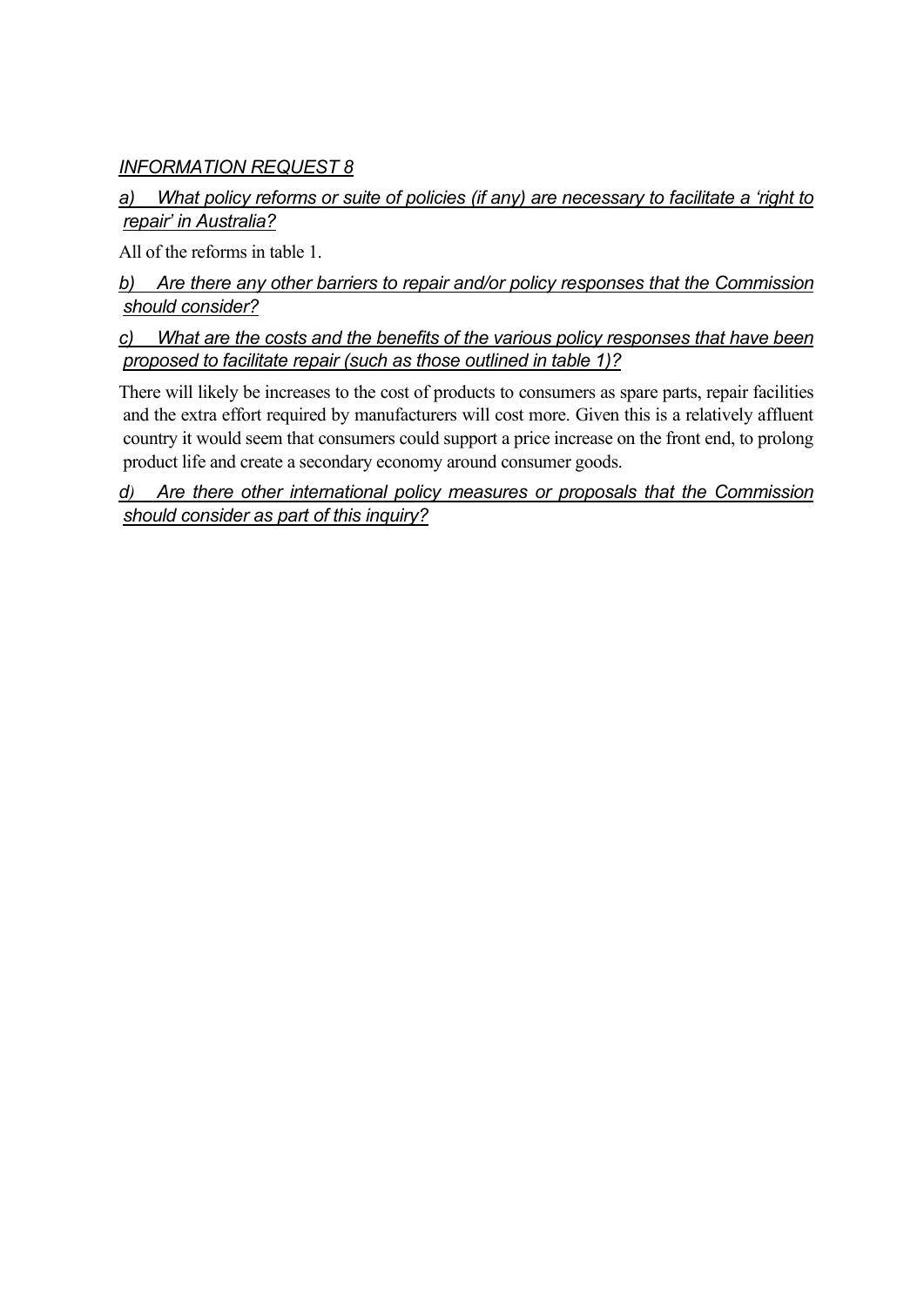*INFORMATION REQUEST 8*

*a) What policy reforms or suite of policies (if any) are necessary to facilitate a 'right to repair' in Australia?*

All of the reforms in table 1.

*b) Are there any other barriers to repair and/or policy responses that the Commission should consider?*

*c) What are the costs and the benefits of the various policy responses that have been proposed to facilitate repair (such as those outlined in table 1)?*

There will likely be increases to the cost of products to consumers as spare parts, repair facilities and the extra effort required by manufacturers will cost more. Given this is a relatively affluent country it would seem that consumers could support a price increase on the front end, to prolong product life and create a secondary economy around consumer goods.

*d) Are there other international policy measures or proposals that the Commission should consider as part of this inquiry?*